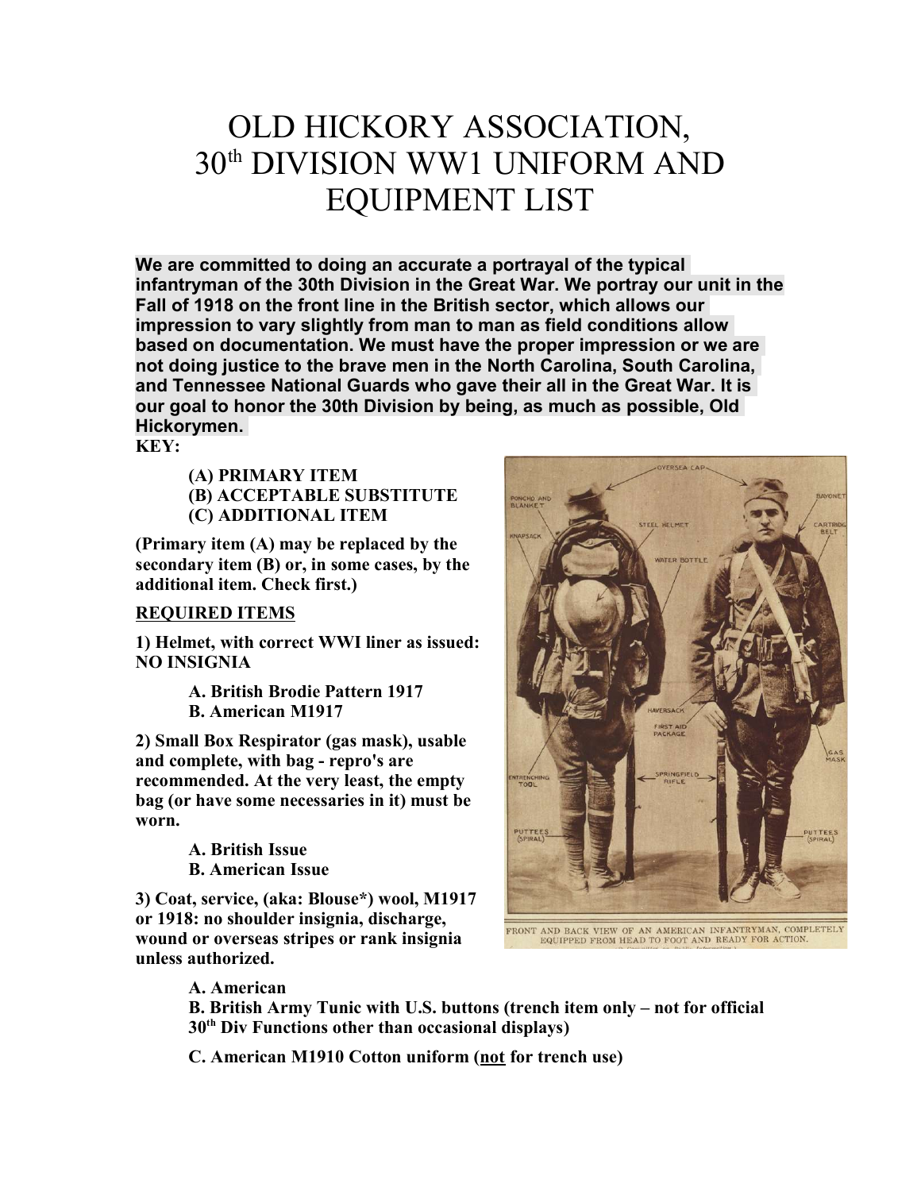# OLD HICKORY ASSOCIATION, 30th DIVISION WW1 UNIFORM AND EQUIPMENT LIST

**We are committed to doing an accurate a portrayal of the typical infantryman of the 30th Division in the Great War. We portray our unit in the Fall of 1918 on the front line in the British sector, which allows our impression to vary slightly from man to man as field conditions allow based on documentation. We must have the proper impression or we are not doing justice to the brave men in the North Carolina, South Carolina, and Tennessee National Guards who gave their all in the Great War. It is our goal to honor the 30th Division by being, as much as possible, Old Hickorymen.**

**KEY:**

> **(A) PRIMARY ITEM**
> **(B) ACCEPTABLE SUBSTITUTE**
> **(C) ADDITIONAL ITEM**

**(Primary item (A) may be replaced by the secondary item (B) or, in some cases, by the additional item. Check first.)**

**REQUIRED ITEMS**

**1) Helmet, with correct WWI liner as issued: NO INSIGNIA**

> **A. British Brodie Pattern 1917**
> **B. American M1917**

**2) Small Box Respirator (gas mask), usable and complete, with bag - repro's are recommended. At the very least, the empty bag (or have some necessaries in it) must be worn.**

> **A. British Issue**
> **B. American Issue**

**3) Coat, service, (aka: Blouse*) wool, M1917 or 1918: no shoulder insignia, discharge, wound or overseas stripes or rank insignia unless authorized.**

> **A. American**
> **B. British Army Tunic with U.S. buttons (trench item only – not for official 30th Div Functions other than occasional displays)**
>
> **C. American M1910 Cotton uniform (not for trench use)**

FRONT AND BACK VIEW OF AN AMERICAN INFANTRYMAN, COMPLETELY EQUIPPED FROM HEAD TO FOOT AND READY FOR ACTION.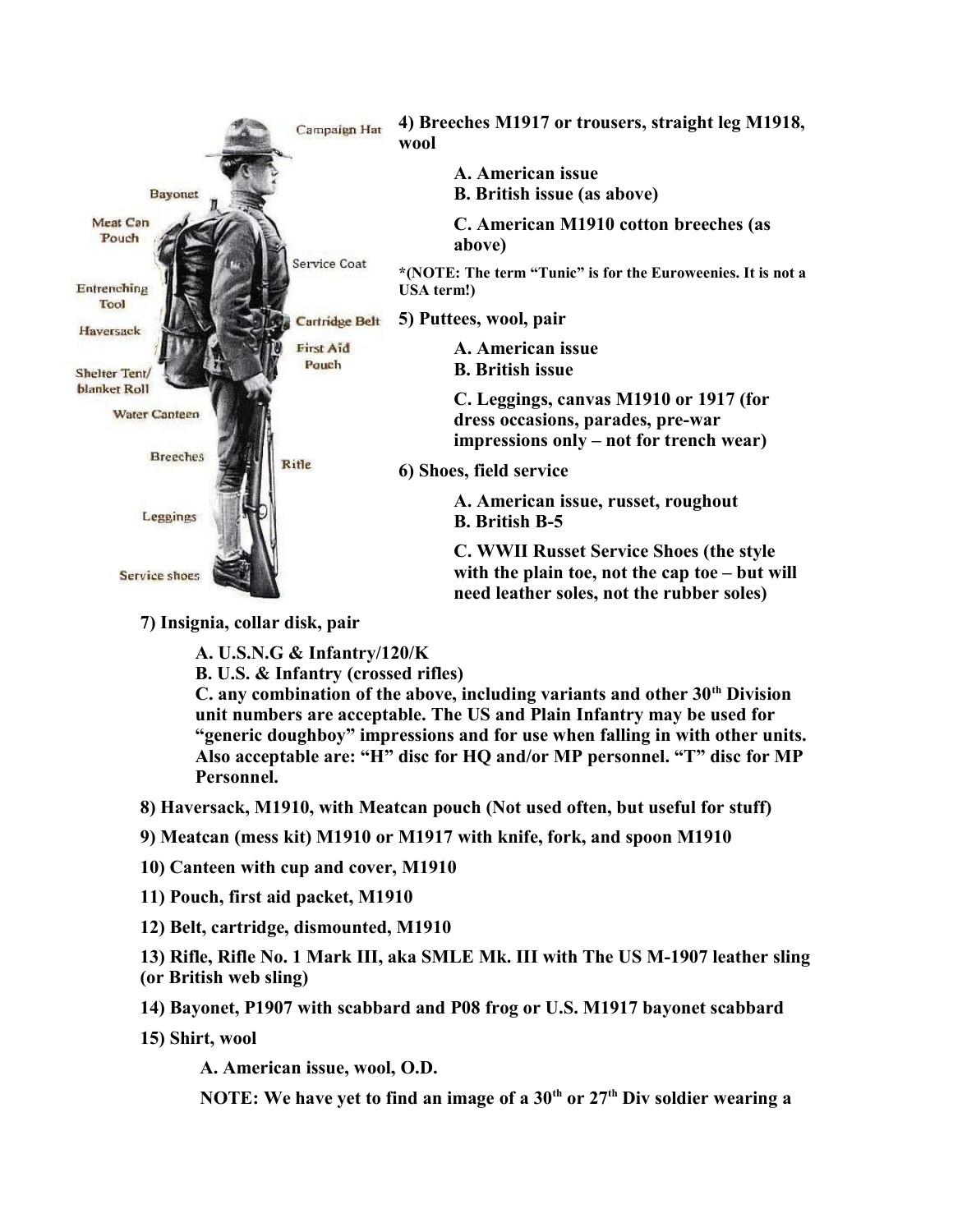Campaign Hat

Bayonet

Meat Can Pouch

Service Coat

Entrenching Tool

Cartridge Belt

Haversack

First Aid Pouch

Shelter Tent/ blanket Roll

Water Canteen

Breeches

Rifle

Leggings

Service shoes

**4) Breeches M1917 or trousers, straight leg M1918, wool**

> **A. American issue**
> **B. British issue (as above)**
>
> **C. American M1910 cotton breeches (as above)**

***(NOTE: The term "Tunic" is for the Euroweenies. It is not a USA term!)**

**5) Puttees, wool, pair**

> **A. American issue**
> **B. British issue**
>
> **C. Leggings, canvas M1910 or 1917 (for dress occasions, parades, pre-war impressions only – not for trench wear)**

**6) Shoes, field service**

> **A. American issue, russet, roughout**
> **B. British B-5**
>
> **C. WWII Russet Service Shoes (the style with the plain toe, not the cap toe – but will need leather soles, not the rubber soles)**

**7) Insignia, collar disk, pair**

> **A. U.S.N.G & Infantry/120/K**
> **B. U.S. & Infantry (crossed rifles)**
> **C. any combination of the above, including variants and other 30th Division unit numbers are acceptable. The US and Plain Infantry may be used for "generic doughboy" impressions and for use when falling in with other units. Also acceptable are: "H" disc for HQ and/or MP personnel. "T" disc for MP Personnel.**

**8) Haversack, M1910, with Meatcan pouch (Not used often, but useful for stuff)**

**9) Meatcan (mess kit) M1910 or M1917 with knife, fork, and spoon M1910**

**10) Canteen with cup and cover, M1910**

**11) Pouch, first aid packet, M1910**

**12) Belt, cartridge, dismounted, M1910**

**13) Rifle, Rifle No. 1 Mark III, aka SMLE Mk. III with The US M-1907 leather sling (or British web sling)**

**14) Bayonet, P1907 with scabbard and P08 frog or U.S. M1917 bayonet scabbard**

**15) Shirt, wool**

> **A. American issue, wool, O.D.**
>
> **NOTE: We have yet to find an image of a 30th or 27th Div soldier wearing a**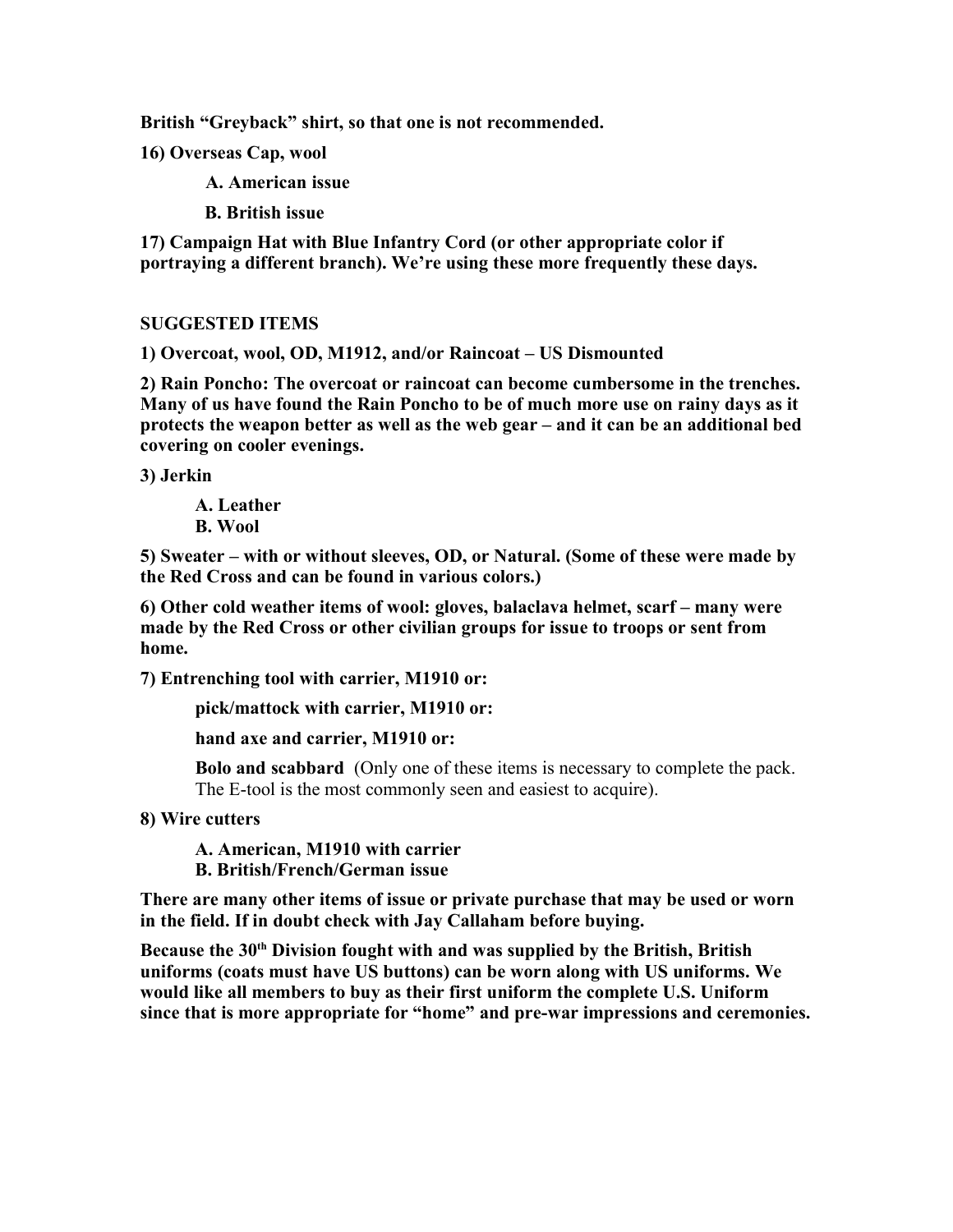**British "Greyback" shirt, so that one is not recommended.**

**16) Overseas Cap, wool**

**A. American issue**

**B. British issue**

**17) Campaign Hat with Blue Infantry Cord (or other appropriate color if portraying a different branch). We're using these more frequently these days.**

**SUGGESTED ITEMS**

**1) Overcoat, wool, OD, M1912, and/or Raincoat – US Dismounted**

**2) Rain Poncho: The overcoat or raincoat can become cumbersome in the trenches. Many of us have found the Rain Poncho to be of much more use on rainy days as it protects the weapon better as well as the web gear – and it can be an additional bed covering on cooler evenings.**

**3) Jerkin**

**A. Leather**
**B. Wool**

**5) Sweater – with or without sleeves, OD, or Natural. (Some of these were made by the Red Cross and can be found in various colors.)**

**6) Other cold weather items of wool: gloves, balaclava helmet, scarf – many were made by the Red Cross or other civilian groups for issue to troops or sent from home.**

**7) Entrenching tool with carrier, M1910 or:**

**pick/mattock with carrier, M1910 or:**

**hand axe and carrier, M1910 or:**

**Bolo and scabbard** (Only one of these items is necessary to complete the pack. The E-tool is the most commonly seen and easiest to acquire).

**8) Wire cutters**

**A. American, M1910 with carrier**
**B. British/French/German issue**

**There are many other items of issue or private purchase that may be used or worn in the field. If in doubt check with Jay Callaham before buying.**

**Because the 30th Division fought with and was supplied by the British, British uniforms (coats must have US buttons) can be worn along with US uniforms. We would like all members to buy as their first uniform the complete U.S. Uniform since that is more appropriate for "home" and pre-war impressions and ceremonies.**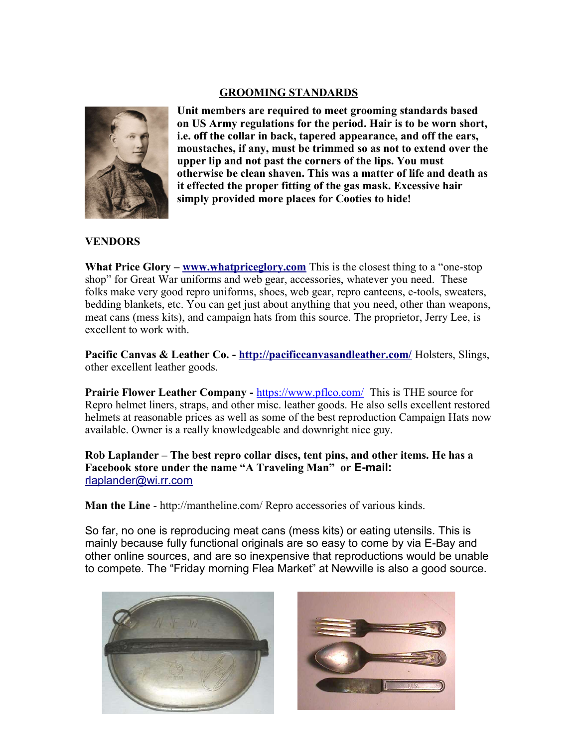## GROOMING STANDARDS

**Unit members are required to meet grooming standards based on US Army regulations for the period. Hair is to be worn short, i.e. off the collar in back, tapered appearance, and off the ears, moustaches, if any, must be trimmed so as not to extend over the upper lip and not past the corners of the lips. You must otherwise be clean shaven. This was a matter of life and death as it effected the proper fitting of the gas mask. Excessive hair simply provided more places for Cooties to hide!**

## VENDORS

**What Price Glory – [www.whatpriceglory.com](http://www.whatpriceglory.com)** This is the closest thing to a "one-stop shop" for Great War uniforms and web gear, accessories, whatever you need. These folks make very good repro uniforms, shoes, web gear, repro canteens, e-tools, sweaters, bedding blankets, etc. You can get just about anything that you need, other than weapons, meat cans (mess kits), and campaign hats from this source. The proprietor, Jerry Lee, is excellent to work with.

**Pacific Canvas & Leather Co. - [http://pacificcanvasandleather.com/](http://pacificcanvasandleather.com/)** Holsters, Slings, other excellent leather goods.

**Prairie Flower Leather Company -** [https://www.pflco.com/](https://www.pflco.com/) This is THE source for Repro helmet liners, straps, and other misc. leather goods. He also sells excellent restored helmets at reasonable prices as well as some of the best reproduction Campaign Hats now available. Owner is a really knowledgeable and downright nice guy.

**Rob Laplander – The best repro collar discs, tent pins, and other items. He has a Facebook store under the name "A Traveling Man" or E-mail:** [rlaplander@wi.rr.com](mailto:rlaplander@wi.rr.com)

**Man the Line** - http://mantheline.com/ Repro accessories of various kinds.

So far, no one is reproducing meat cans (mess kits) or eating utensils. This is mainly because fully functional originals are so easy to come by via E-Bay and other online sources, and are so inexpensive that reproductions would be unable to compete. The "Friday morning Flea Market" at Newville is also a good source.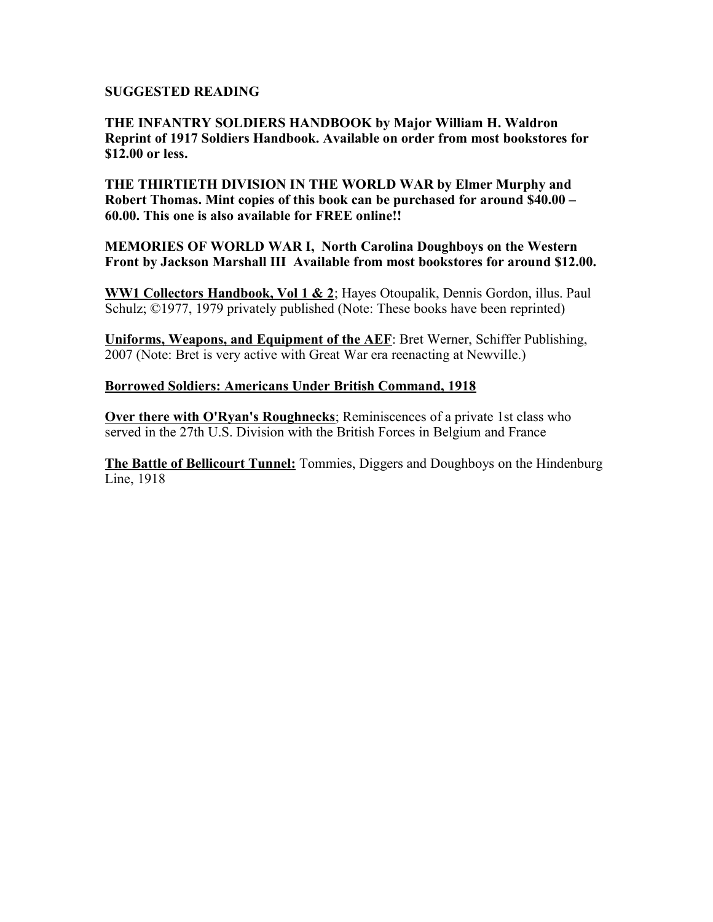**SUGGESTED READING**

**THE INFANTRY SOLDIERS HANDBOOK by Major William H. Waldron Reprint of 1917 Soldiers Handbook. Available on order from most bookstores for $12.00 or less.**

**THE THIRTIETH DIVISION IN THE WORLD WAR by Elmer Murphy and Robert Thomas. Mint copies of this book can be purchased for around $40.00 – 60.00. This one is also available for FREE online!!**

**MEMORIES OF WORLD WAR I, North Carolina Doughboys on the Western Front by Jackson Marshall III Available from most bookstores for around $12.00.**

**WW1 Collectors Handbook, Vol 1 & 2**; Hayes Otoupalik, Dennis Gordon, illus. Paul Schulz; ©1977, 1979 privately published (Note: These books have been reprinted)

**Uniforms, Weapons, and Equipment of the AEF**: Bret Werner, Schiffer Publishing, 2007 (Note: Bret is very active with Great War era reenacting at Newville.)

**Borrowed Soldiers: Americans Under British Command, 1918**

**Over there with O'Ryan's Roughnecks**; Reminiscences of a private 1st class who served in the 27th U.S. Division with the British Forces in Belgium and France

**The Battle of Bellicourt Tunnel:** Tommies, Diggers and Doughboys on the Hindenburg Line, 1918